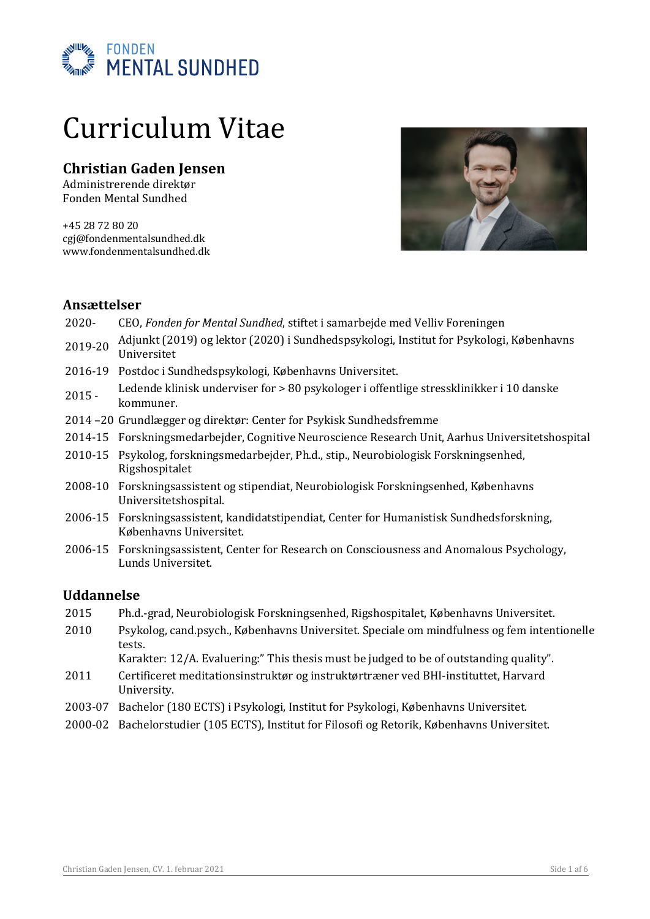FONDEN
MENTAL SUNDHED

# Curriculum Vitae

## Christian Gaden Jensen

Administrerende direktør
Fonden Mental Sundhed

+45 28 72 80 20
cgj@fondenmentalsundhed.dk
www.fondenmentalsundhed.dk

## Ansættelser

| | |
|---|---|
| 2020- | CEO, *Fonden for Mental Sundhed*, stiftet i samarbejde med Velliv Foreningen |
| 2019-20 | Adjunkt (2019) og lektor (2020) i Sundhedspsykologi, Institut for Psykologi, Københavns Universitet |
| 2016-19 | Postdoc i Sundhedspsykologi, Københavns Universitet. |
| 2015 - | Ledende klinisk underviser for > 80 psykologer i offentlige stressklinikker i 10 danske kommuner. |
| 2014 –20 | Grundlægger og direktør: Center for Psykisk Sundhedsfremme |
| 2014-15 | Forskningsmedarbejder, Cognitive Neuroscience Research Unit, Aarhus Universitetshospital |
| 2010-15 | Psykolog, forskningsmedarbejder, Ph.d., stip., Neurobiologisk Forskningsenhed, Rigshospitalet |
| 2008-10 | Forskningsassistent og stipendiat, Neurobiologisk Forskningsenhed, Københavns Universitetshospital. |
| 2006-15 | Forskningsassistent, kandidatstipendiat, Center for Humanistisk Sundhedsforskning, Københavns Universitet. |
| 2006-15 | Forskningsassistent, Center for Research on Consciousness and Anomalous Psychology, Lunds Universitet. |

## Uddannelse

| | |
|---|---|
| 2015 | Ph.d.-grad, Neurobiologisk Forskningsenhed, Rigshospitalet, Københavns Universitet. |
| 2010 | Psykolog, cand.psych., Københavns Universitet. Speciale om mindfulness og fem intentionelle tests. Karakter: 12/A. Evaluering:" This thesis must be judged to be of outstanding quality". |
| 2011 | Certificeret meditationsinstruktør og instruktørtræner ved BHI-instituttet, Harvard University. |
| 2003-07 | Bachelor (180 ECTS) i Psykologi, Institut for Psykologi, Københavns Universitet. |
| 2000-02 | Bachelorstudier (105 ECTS), Institut for Filosofi og Retorik, Københavns Universitet. |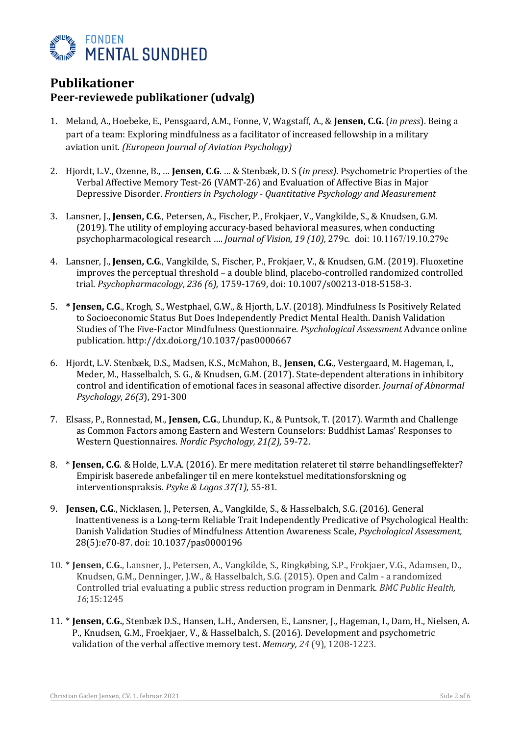# Publikationer

## Peer-reviewede publikationer (udvalg)

1. Meland, A., Hoebeke, E., Pensgaard, A.M., Fonne, V, Wagstaff, A., & **Jensen, C.G.** (*in press*). Being a part of a team: Exploring mindfulness as a facilitator of increased fellowship in a military aviation unit. *(European Journal of Aviation Psychology)*

2. Hjordt, L.V., Ozenne, B., … **Jensen, C.G**. … & Stenbæk, D. S (*in press*). Psychometric Properties of the Verbal Affective Memory Test-26 (VAMT-26) and Evaluation of Affective Bias in Major Depressive Disorder. *Frontiers in Psychology - Quantitative Psychology and Measurement*

3. Lansner, J., **Jensen, C.G.**, Petersen, A., Fischer, P., Frokjaer, V., Vangkilde, S., & Knudsen, G.M. (2019). The utility of employing accuracy-based behavioral measures, when conducting psychopharmacological research …. *Journal of Vision*, *19 (10),* 279c. doi: 10.1167/19.10.279c

4. Lansner, J., **Jensen, C.G.**, Vangkilde, S., Fischer, P., Frokjaer, V., & Knudsen, G.M. (2019). Fluoxetine improves the perceptual threshold – a double blind, placebo-controlled randomized controlled trial. *Psychopharmacology*, *236 (6),* 1759-1769, doi: 10.1007/s00213-018-5158-3.

5. **\* Jensen, C.G.**, Krogh, S., Westphael, G.W., & Hjorth, L.V. (2018). Mindfulness Is Positively Related to Socioeconomic Status But Does Independently Predict Mental Health. Danish Validation Studies of The Five-Factor Mindfulness Questionnaire. *Psychological Assessment* Advance online publication. http://dx.doi.org/10.1037/pas0000667

6. Hjordt, L.V. Stenbæk, D.S., Madsen, K.S., McMahon, B., **Jensen, C.G.**, Vestergaard, M. Hageman, I., Meder, M., Hasselbalch, S. G., & Knudsen, G.M. (2017). State-dependent alterations in inhibitory control and identification of emotional faces in seasonal affective disorder. *Journal of Abnormal Psychology*, *26(3*), 291-300

7. Elsass, P., Ronnestad, M., **Jensen, C.G.**, Lhundup, K., & Puntsok, T. (2017). Warmth and Challenge as Common Factors among Eastern and Western Counselors: Buddhist Lamas' Responses to Western Questionnaires. *Nordic Psychology, 21(2),* 59-72.

8. \* **Jensen, C.G**. & Holde, L.V.A. (2016). Er mere meditation relateret til større behandlingseffekter? Empirisk baserede anbefalinger til en mere kontekstuel meditationsforskning og interventionspraksis. *Psyke & Logos 37(1),* 55-81.

9. **Jensen, C.G**., Nicklasen, J., Petersen, A., Vangkilde, S., & Hasselbalch, S.G. (2016). General Inattentiveness is a Long-term Reliable Trait Independently Predicative of Psychological Health: Danish Validation Studies of Mindfulness Attention Awareness Scale, *Psychological Assessment,* 28(5):e70-87. doi: 10.1037/pas0000196

10. \* **Jensen, C.G.**, Lansner, J., Petersen, A., Vangkilde, S., Ringkøbing, S.P., Frokjaer, V.G., Adamsen, D., Knudsen, G.M., Denninger, J.W., & Hasselbalch, S.G. (2015). Open and Calm - a randomized Controlled trial evaluating a public stress reduction program in Denmark. *BMC Public Health, 16*;15:1245

11. \* **Jensen, C.G.**, Stenbæk D.S., Hansen, L.H., Andersen, E., Lansner, J., Hageman, I., Dam, H., Nielsen, A. P., Knudsen, G.M., Froekjaer, V., & Hasselbalch, S. (2016). Development and psychometric validation of the verbal affective memory test. *Memory, 24* (9), 1208-1223.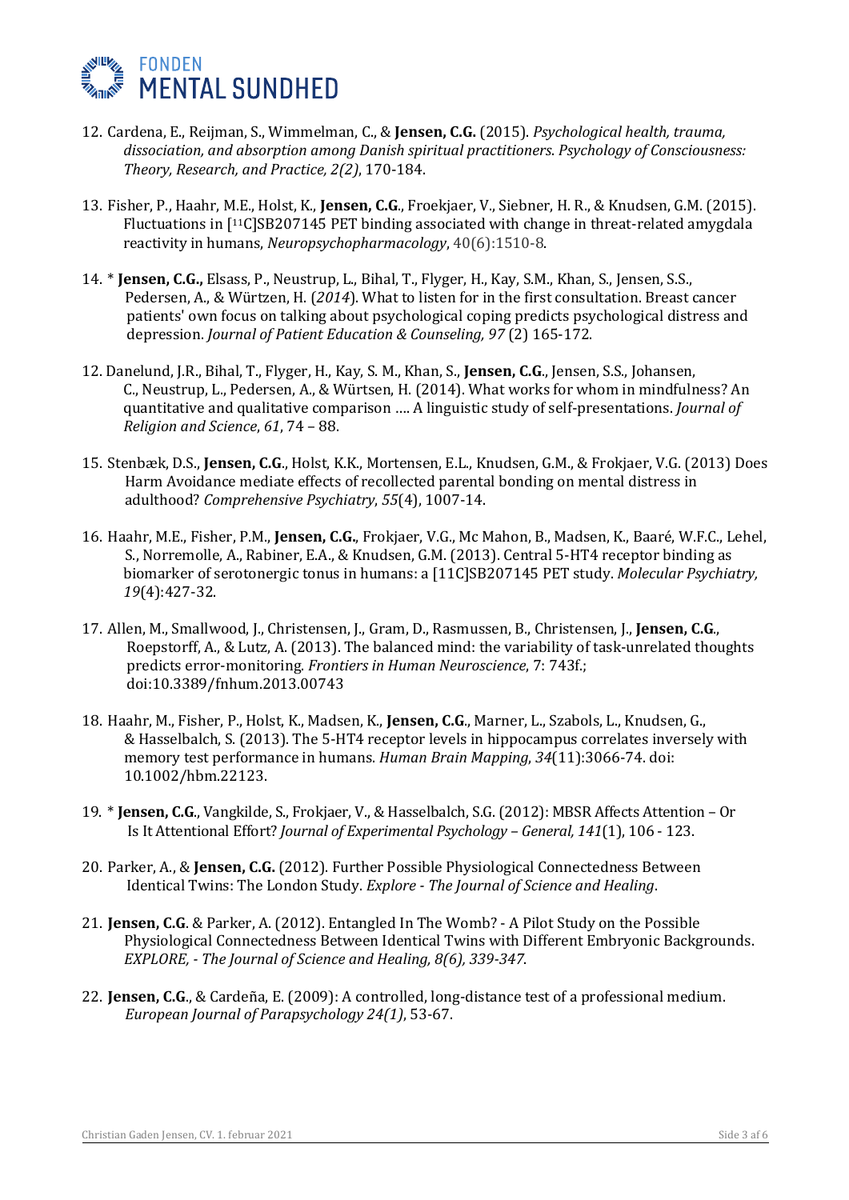12. Cardena, E., Reijman, S., Wimmelman, C., & **Jensen, C.G.** (2015). *Psychological health, trauma, dissociation, and absorption among Danish spiritual practitioners. Psychology of Consciousness: Theory, Research, and Practice, 2(2)*, 170-184.

13. Fisher, P., Haahr, M.E., Holst, K., **Jensen, C.G**., Froekjaer, V., Siebner, H. R., & Knudsen, G.M. (2015). Fluctuations in [11C]SB207145 PET binding associated with change in threat-related amygdala reactivity in humans, *Neuropsychopharmacology*, 40(6):1510-8.

14. * **Jensen, C.G.,** Elsass, P., Neustrup, L., Bihal, T., Flyger, H., Kay, S.M., Khan, S., Jensen, S.S., Pedersen, A., & Würtzen, H. (*2014*). What to listen for in the first consultation. Breast cancer patients' own focus on talking about psychological coping predicts psychological distress and depression. *Journal of Patient Education & Counseling, 97* (2) 165-172.

12. Danelund, J.R., Bihal, T., Flyger, H., Kay, S. M., Khan, S., **Jensen, C.G**., Jensen, S.S., Johansen, C., Neustrup, L., Pedersen, A., & Würtsen, H. (2014). What works for whom in mindfulness? An quantitative and qualitative comparison …. A linguistic study of self-presentations. *Journal of Religion and Science*, *61*, 74 – 88.

15. Stenbæk, D.S., **Jensen, C.G**., Holst, K.K., Mortensen, E.L., Knudsen, G.M., & Frokjaer, V.G. (2013) Does Harm Avoidance mediate effects of recollected parental bonding on mental distress in adulthood? *Comprehensive Psychiatry*, *55*(4), 1007-14.

16. Haahr, M.E., Fisher, P.M., **Jensen, C.G.**, Frokjaer, V.G., Mc Mahon, B., Madsen, K., Baaré, W.F.C., Lehel, S., Norremolle, A., Rabiner, E.A., & Knudsen, G.M. (2013). Central 5-HT4 receptor binding as biomarker of serotonergic tonus in humans: a [11C]SB207145 PET study. *Molecular Psychiatry, 19*(4):427-32.

17. Allen, M., Smallwood, J., Christensen, J., Gram, D., Rasmussen, B., Christensen, J., **Jensen, C.G**., Roepstorff, A., & Lutz, A. (2013). The balanced mind: the variability of task-unrelated thoughts predicts error-monitoring. *Frontiers in Human Neuroscience*, 7: 743f.; doi:10.3389/fnhum.2013.00743

18. Haahr, M., Fisher, P., Holst, K., Madsen, K., **Jensen, C.G**., Marner, L., Szabols, L., Knudsen, G., & Hasselbalch, S. (2013). The 5-HT4 receptor levels in hippocampus correlates inversely with memory test performance in humans. *Human Brain Mapping*, *34*(11):3066-74. doi: 10.1002/hbm.22123.

19. * **Jensen, C.G**., Vangkilde, S., Frokjaer, V., & Hasselbalch, S.G. (2012): MBSR Affects Attention – Or Is It Attentional Effort? *Journal of Experimental Psychology – General, 141*(1), 106 - 123.

20. Parker, A., & **Jensen, C.G.** (2012). Further Possible Physiological Connectedness Between Identical Twins: The London Study. *Explore - The Journal of Science and Healing*.

21. **Jensen, C.G**. & Parker, A. (2012). Entangled In The Womb? - A Pilot Study on the Possible Physiological Connectedness Between Identical Twins with Different Embryonic Backgrounds. *EXPLORE, - The Journal of Science and Healing, 8(6), 339-347.*

22. **Jensen, C.G**., & Cardeña, E. (2009): A controlled, long-distance test of a professional medium. *European Journal of Parapsychology 24(1)*, 53-67.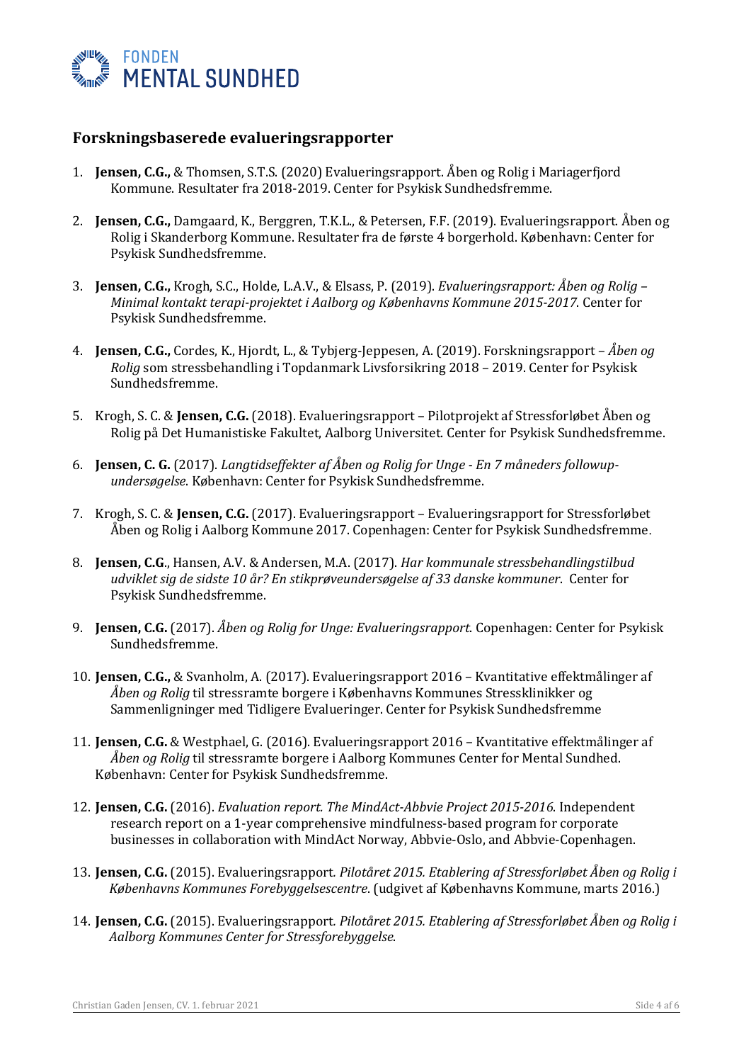## Forskningsbaserede evalueringsrapporter

1. **Jensen, C.G.,** & Thomsen, S.T.S. (2020) Evalueringsrapport. Åben og Rolig i Mariagerfjord Kommune. Resultater fra 2018-2019. Center for Psykisk Sundhedsfremme.

2. **Jensen, C.G.,** Damgaard, K., Berggren, T.K.L., & Petersen, F.F. (2019). Evalueringsrapport. Åben og Rolig i Skanderborg Kommune. Resultater fra de første 4 borgerhold. København: Center for Psykisk Sundhedsfremme.

3. **Jensen, C.G.,** Krogh, S.C., Holde, L.A.V., & Elsass, P. (2019). *Evalueringsrapport: Åben og Rolig – Minimal kontakt terapi-projektet i Aalborg og Københavns Kommune 2015-2017.* Center for Psykisk Sundhedsfremme.

4. **Jensen, C.G.,** Cordes, K., Hjordt, L., & Tybjerg-Jeppesen, A. (2019). Forskningsrapport – *Åben og Rolig* som stressbehandling i Topdanmark Livsforsikring 2018 – 2019. Center for Psykisk Sundhedsfremme.

5. Krogh, S. C. & **Jensen, C.G.** (2018). Evalueringsrapport – Pilotprojekt af Stressforløbet Åben og Rolig på Det Humanistiske Fakultet, Aalborg Universitet. Center for Psykisk Sundhedsfremme.

6. **Jensen, C. G.** (2017). *Langtidseffekter af Åben og Rolig for Unge - En 7 måneders followup-undersøgelse*. København: Center for Psykisk Sundhedsfremme.

7. Krogh, S. C. & **Jensen, C.G.** (2017). Evalueringsrapport – Evalueringsrapport for Stressforløbet Åben og Rolig i Aalborg Kommune 2017. Copenhagen: Center for Psykisk Sundhedsfremme.

8. **Jensen, C.G**., Hansen, A.V. & Andersen, M.A. (2017). *Har kommunale stressbehandlingstilbud udviklet sig de sidste 10 år? En stikprøveundersøgelse af 33 danske kommuner*. Center for Psykisk Sundhedsfremme.

9. **Jensen, C.G.** (2017). *Åben og Rolig for Unge: Evalueringsrapport*. Copenhagen: Center for Psykisk Sundhedsfremme.

10. **Jensen, C.G.,** & Svanholm, A. (2017). Evalueringsrapport 2016 – Kvantitative effektmålinger af *Åben og Rolig* til stressramte borgere i Københavns Kommunes Stressklinikker og Sammenligninger med Tidligere Evalueringer. Center for Psykisk Sundhedsfremme

11. **Jensen, C.G.** & Westphael, G. (2016). Evalueringsrapport 2016 – Kvantitative effektmålinger af *Åben og Rolig* til stressramte borgere i Aalborg Kommunes Center for Mental Sundhed. København: Center for Psykisk Sundhedsfremme.

12. **Jensen, C.G.** (2016). *Evaluation report. The MindAct-Abbvie Project 2015-2016*. Independent research report on a 1-year comprehensive mindfulness-based program for corporate businesses in collaboration with MindAct Norway, Abbvie-Oslo, and Abbvie-Copenhagen.

13. **Jensen, C.G.** (2015). Evalueringsrapport. *Pilotåret 2015. Etablering af Stressforløbet Åben og Rolig i Københavns Kommunes Forebyggelsescentre*. (udgivet af Københavns Kommune, marts 2016.)

14. **Jensen, C.G.** (2015). Evalueringsrapport. *Pilotåret 2015. Etablering af Stressforløbet Åben og Rolig i Aalborg Kommunes Center for Stressforebyggelse.*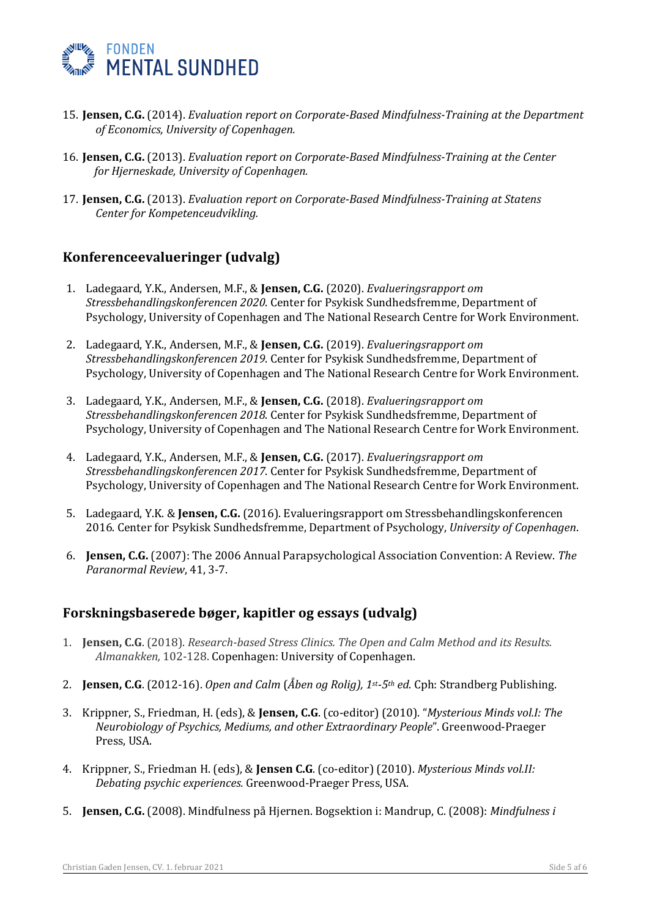15. **Jensen, C.G.** (2014). *Evaluation report on Corporate-Based Mindfulness-Training at the Department of Economics, University of Copenhagen.*

16. **Jensen, C.G.** (2013). *Evaluation report on Corporate-Based Mindfulness-Training at the Center for Hjerneskade, University of Copenhagen.*

17. **Jensen, C.G.** (2013). *Evaluation report on Corporate-Based Mindfulness-Training at Statens Center for Kompetenceudvikling.*

## Konferenceevalueringer (udvalg)

1. Ladegaard, Y.K., Andersen, M.F., & **Jensen, C.G.** (2020). *Evalueringsrapport om Stressbehandlingskonferencen 2020.* Center for Psykisk Sundhedsfremme, Department of Psychology, University of Copenhagen and The National Research Centre for Work Environment.

2. Ladegaard, Y.K., Andersen, M.F., & **Jensen, C.G.** (2019). *Evalueringsrapport om Stressbehandlingskonferencen 2019.* Center for Psykisk Sundhedsfremme, Department of Psychology, University of Copenhagen and The National Research Centre for Work Environment.

3. Ladegaard, Y.K., Andersen, M.F., & **Jensen, C.G.** (2018). *Evalueringsrapport om Stressbehandlingskonferencen 2018.* Center for Psykisk Sundhedsfremme, Department of Psychology, University of Copenhagen and The National Research Centre for Work Environment.

4. Ladegaard, Y.K., Andersen, M.F., & **Jensen, C.G.** (2017). *Evalueringsrapport om Stressbehandlingskonferencen 2017.* Center for Psykisk Sundhedsfremme, Department of Psychology, University of Copenhagen and The National Research Centre for Work Environment.

5. Ladegaard, Y.K. & **Jensen, C.G.** (2016). Evalueringsrapport om Stressbehandlingskonferencen 2016. Center for Psykisk Sundhedsfremme, Department of Psychology, *University of Copenhagen*.

6. **Jensen, C.G.** (2007): The 2006 Annual Parapsychological Association Convention: A Review. *The Paranormal Review*, 41, 3-7.

## Forskningsbaserede bøger, kapitler og essays (udvalg)

1. **Jensen, C.G**. (2018). *Research-based Stress Clinics. The Open and Calm Method and its Results. Almanakken,* 102-128. Copenhagen: University of Copenhagen.

2. **Jensen, C.G**. (2012-16). *Open and Calm* (*Åben og Rolig), 1st-5th ed*. Cph: Strandberg Publishing.

3. Krippner, S., Friedman, H. (eds), & **Jensen, C.G**. (co-editor) (2010). "*Mysterious Minds vol.I: The Neurobiology of Psychics, Mediums, and other Extraordinary People*". Greenwood-Praeger Press, USA.

4. Krippner, S., Friedman H. (eds), & **Jensen C.G**. (co-editor) (2010). *Mysterious Minds vol.II: Debating psychic experiences.* Greenwood-Praeger Press, USA.

5. **Jensen, C.G.** (2008). Mindfulness på Hjernen. Bogsektion i: Mandrup, C. (2008): *Mindfulness i*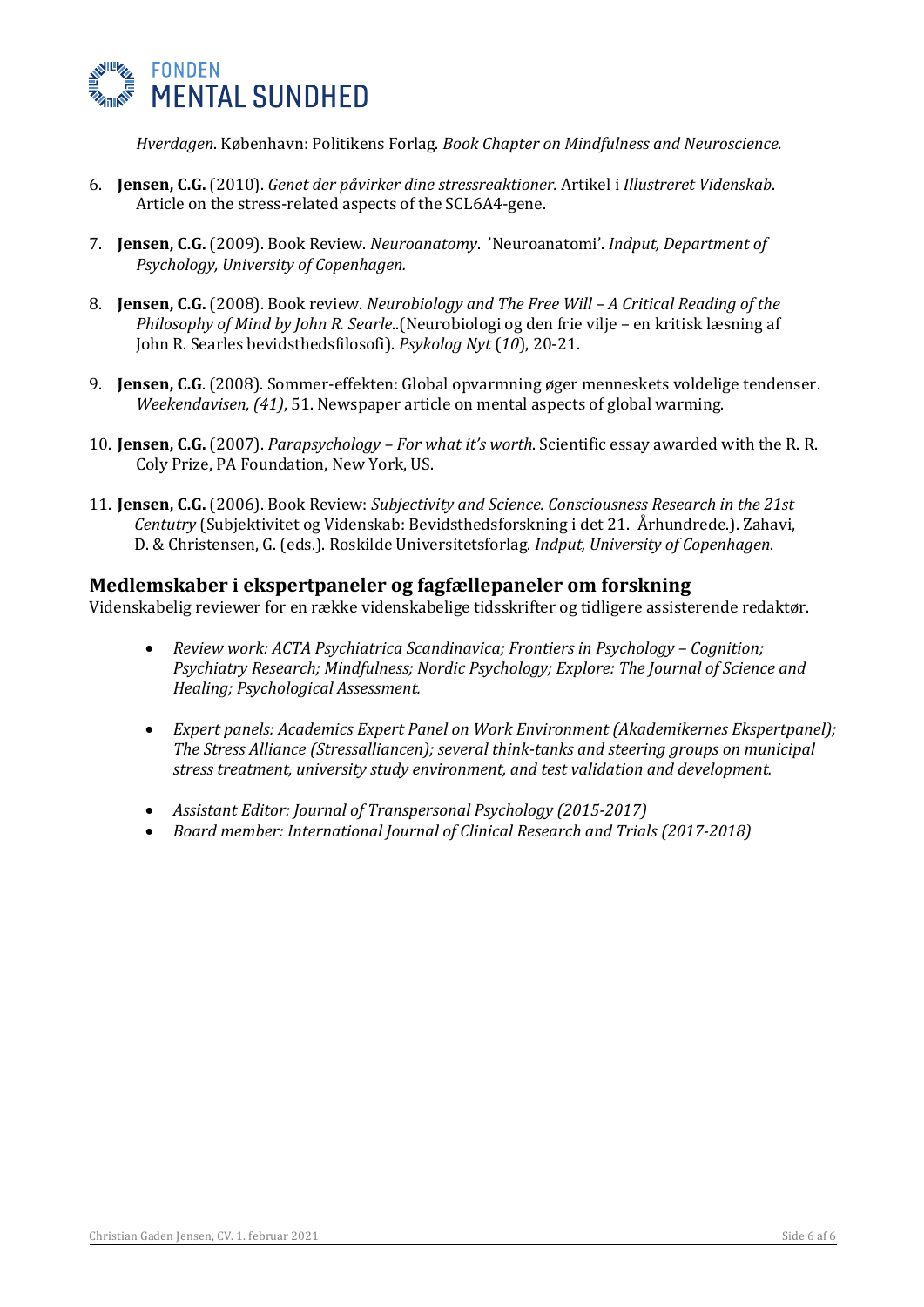*Hverdagen*. København: Politikens Forlag. *Book Chapter on Mindfulness and Neuroscience.*

6. **Jensen, C.G.** (2010). *Genet der påvirker dine stressreaktioner.* Artikel i *Illustreret Videnskab*. Article on the stress-related aspects of the SCL6A4-gene.

7. **Jensen, C.G.** (2009). Book Review. *Neuroanatomy*. 'Neuroanatomi'. *Indput, Department of Psychology, University of Copenhagen.*

8. **Jensen, C.G.** (2008). Book review. *Neurobiology and The Free Will – A Critical Reading of the Philosophy of Mind by John R. Searle*..(Neurobiologi og den frie vilje – en kritisk læsning af John R. Searles bevidsthedsfilosofi). *Psykolog Nyt* (*10*), 20-21.

9. **Jensen, C.G**. (2008). Sommer-effekten: Global opvarmning øger menneskets voldelige tendenser. *Weekendavisen, (41)*, 51. Newspaper article on mental aspects of global warming.

10. **Jensen, C.G.** (2007). *Parapsychology – For what it's worth*. Scientific essay awarded with the R. R. Coly Prize, PA Foundation, New York, US.

11. **Jensen, C.G.** (2006). Book Review: *Subjectivity and Science. Consciousness Research in the 21st Centutry* (Subjektivitet og Videnskab: Bevidsthedsforskning i det 21. Århundrede.). Zahavi, D. & Christensen, G. (eds.). Roskilde Universitetsforlag. *Indput, University of Copenhagen*.

## Medlemskaber i ekspertpaneler og fagfællepaneler om forskning

Videnskabelig reviewer for en række videnskabelige tidsskrifter og tidligere assisterende redaktør.

- *Review work: ACTA Psychiatrica Scandinavica; Frontiers in Psychology – Cognition; Psychiatry Research; Mindfulness; Nordic Psychology; Explore: The Journal of Science and Healing; Psychological Assessment.*

- *Expert panels: Academics Expert Panel on Work Environment (Akademikernes Ekspertpanel); The Stress Alliance (Stressalliancen); several think-tanks and steering groups on municipal stress treatment, university study environment, and test validation and development.*

- *Assistant Editor: Journal of Transpersonal Psychology (2015-2017)*
- *Board member: International Journal of Clinical Research and Trials (2017-2018)*